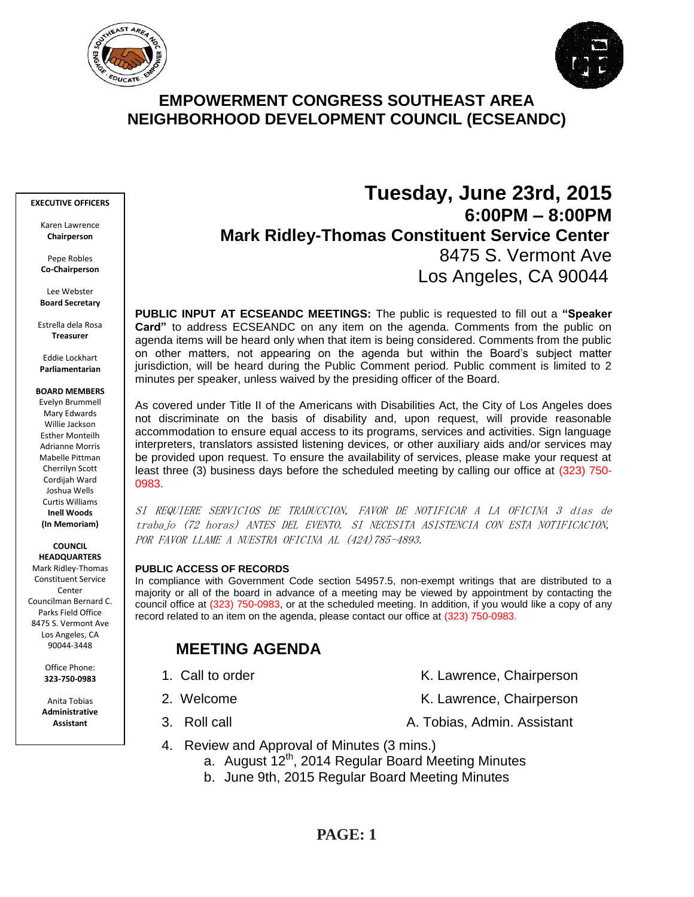# EMPOWERMENT CONGRESS SOUTHEAST AREA NEIGHBORHOOD DEVELOPMENT COUNCIL (ECSEANDC)

**EXECUTIVE OFFICERS**

Karen Lawrence
**Chairperson**

Pepe Robles
**Co-Chairperson**

Lee Webster
**Board Secretary**

Estrella dela Rosa
**Treasurer**

Eddie Lockhart
**Parliamentarian**

**BOARD MEMBERS**
Evelyn Brummell
Mary Edwards
Willie Jackson
Esther Monteilh
Adrianne Morris
Mabelle Pittman
Cherrilyn Scott
Cordijah Ward
Joshua Wells
Curtis Williams
**Inell Woods**
**(In Memoriam)**

**COUNCIL HEADQUARTERS**
Mark Ridley-Thomas Constituent Service Center
Councilman Bernard C. Parks Field Office
8475 S. Vermont Ave
Los Angeles, CA 90044-3448

Office Phone:
**323-750-0983**

Anita Tobias
**Administrative Assistant**

## Tuesday, June 23rd, 2015
### 6:00PM – 8:00PM
### Mark Ridley-Thomas Constituent Service Center
8475 S. Vermont Ave
Los Angeles, CA 90044

**PUBLIC INPUT AT ECSEANDC MEETINGS:** The public is requested to fill out a **"Speaker Card"** to address ECSEANDC on any item on the agenda. Comments from the public on agenda items will be heard only when that item is being considered. Comments from the public on other matters, not appearing on the agenda but within the Board's subject matter jurisdiction, will be heard during the Public Comment period. Public comment is limited to 2 minutes per speaker, unless waived by the presiding officer of the Board.

As covered under Title II of the Americans with Disabilities Act, the City of Los Angeles does not discriminate on the basis of disability and, upon request, will provide reasonable accommodation to ensure equal access to its programs, services and activities. Sign language interpreters, translators assisted listening devices, or other auxiliary aids and/or services may be provided upon request. To ensure the availability of services, please make your request at least three (3) business days before the scheduled meeting by calling our office at (323) 750-0983.

*SI REQUIERE SERVICIOS DE TRADUCCION, FAVOR DE NOTIFICAR A LA OFICINA 3 días de trabajo (72 horas) ANTES DEL EVENTO. SI NECESITA ASISTENCIA CON ESTA NOTIFICACION, POR FAVOR LLAME A NUESTRA OFICINA AL (424)785-4893.*

**PUBLIC ACCESS OF RECORDS**
In compliance with Government Code section 54957.5, non-exempt writings that are distributed to a majority or all of the board in advance of a meeting may be viewed by appointment by contacting the council office at (323) 750-0983, or at the scheduled meeting. In addition, if you would like a copy of any record related to an item on the agenda, please contact our office at (323) 750-0983.

## MEETING AGENDA

1. Call to order — K. Lawrence, Chairperson
2. Welcome — K. Lawrence, Chairperson
3. Roll call — A. Tobias, Admin. Assistant
4. Review and Approval of Minutes (3 mins.)
   a. August 12th, 2014 Regular Board Meeting Minutes
   b. June 9th, 2015 Regular Board Meeting Minutes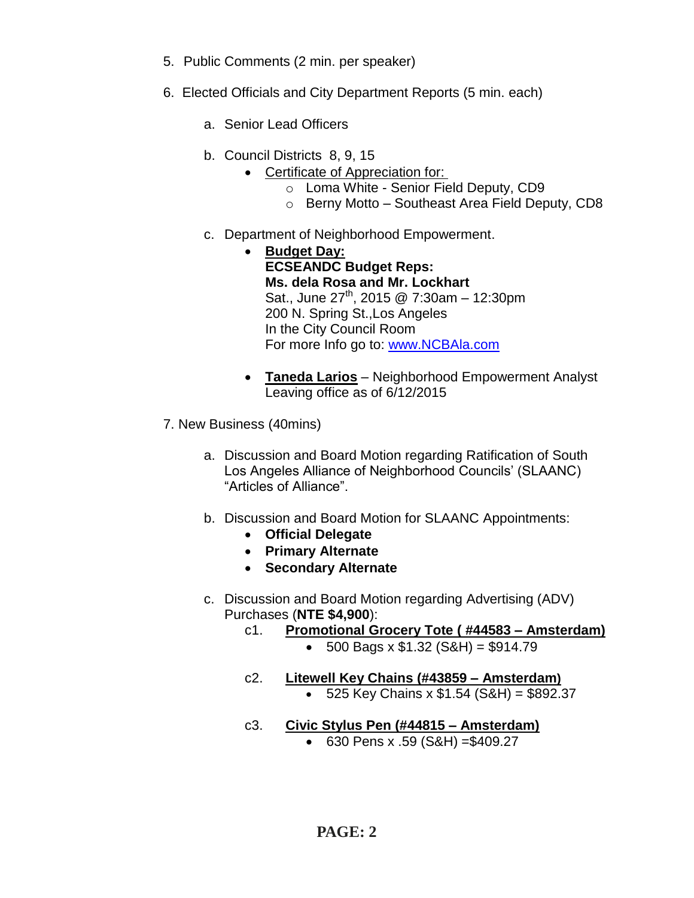5. Public Comments (2 min. per speaker)

6. Elected Officials and City Department Reports (5 min. each)

   a. Senior Lead Officers

   b. Council Districts 8, 9, 15
      - Certificate of Appreciation for:
        - Loma White - Senior Field Deputy, CD9
        - Berny Motto – Southeast Area Field Deputy, CD8

   c. Department of Neighborhood Empowerment.
      - **Budget Day:**  
        **ECSEANDC Budget Reps:**  
        **Ms. dela Rosa and Mr. Lockhart**  
        Sat., June 27th, 2015 @ 7:30am – 12:30pm  
        200 N. Spring St.,Los Angeles  
        In the City Council Room  
        For more Info go to: www.NCBAla.com

      - **Taneda Larios** – Neighborhood Empowerment Analyst  
        Leaving office as of 6/12/2015

7. New Business (40mins)

   a. Discussion and Board Motion regarding Ratification of South Los Angeles Alliance of Neighborhood Councils' (SLAANC) "Articles of Alliance".

   b. Discussion and Board Motion for SLAANC Appointments:
      - **Official Delegate**
      - **Primary Alternate**
      - **Secondary Alternate**

   c. Discussion and Board Motion regarding Advertising (ADV) Purchases (**NTE $4,900**):

      c1. **Promotional Grocery Tote ( #44583 – Amsterdam)**
      - 500 Bags x $1.32 (S&H) = $914.79

      c2. **Litewell Key Chains (#43859 – Amsterdam)**
      - 525 Key Chains x $1.54 (S&H) = $892.37

      c3. **Civic Stylus Pen (#44815 – Amsterdam)**
      - 630 Pens x .59 (S&H) =$409.27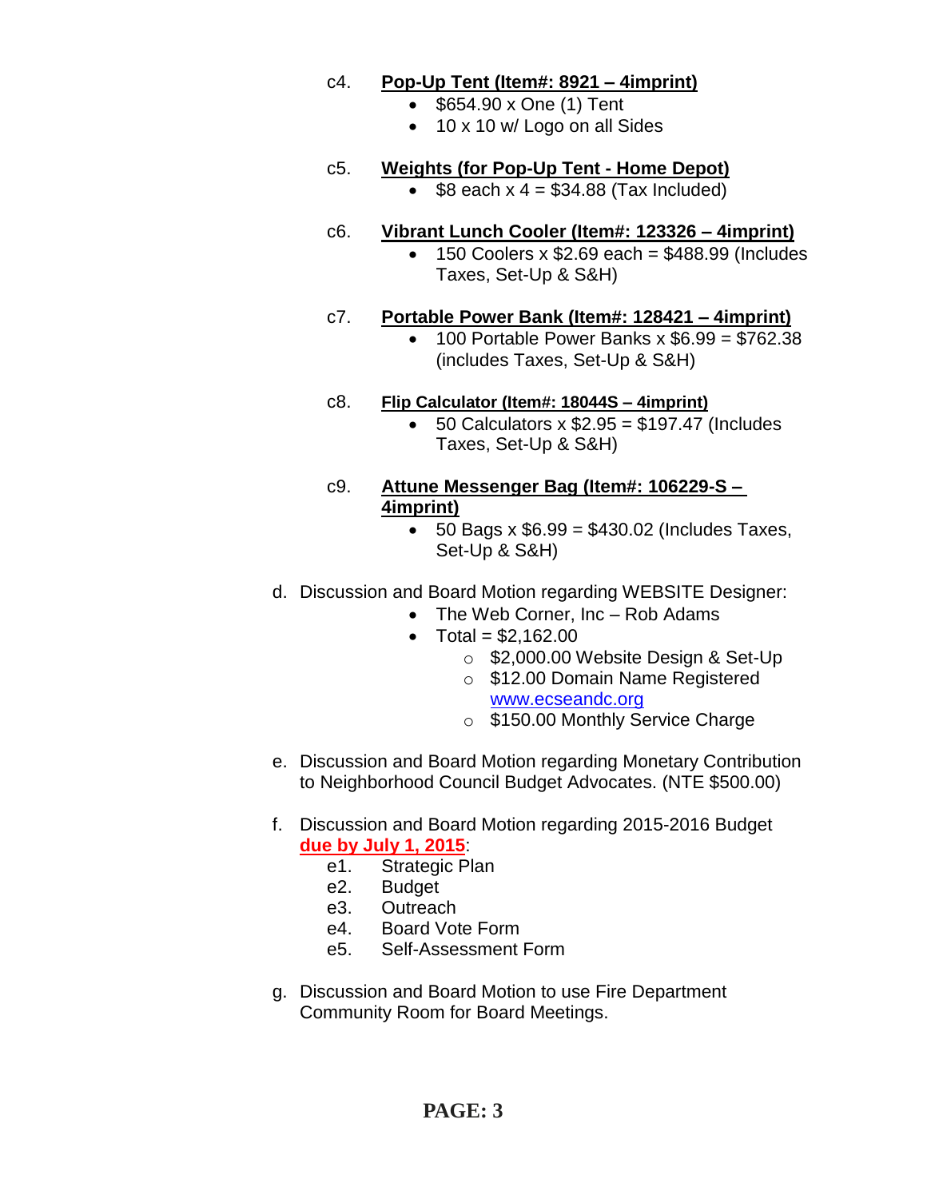c4. **<u>Pop-Up Tent (Item#: 8921 – 4imprint)</u>**

- $654.90 x One (1) Tent
- 10 x 10 w/ Logo on all Sides

c5. **<u>Weights (for Pop-Up Tent - Home Depot)</u>**

- $8 each x 4 = $34.88 (Tax Included)

c6. **<u>Vibrant Lunch Cooler (Item#: 123326 – 4imprint)</u>**

- 150 Coolers x $2.69 each = $488.99 (Includes Taxes, Set-Up & S&H)

c7. **<u>Portable Power Bank (Item#: 128421 – 4imprint)</u>**

- 100 Portable Power Banks x $6.99 = $762.38 (includes Taxes, Set-Up & S&H)

c8. **<u>Flip Calculator (Item#: 18044S – 4imprint)</u>**

- 50 Calculators x $2.95 = $197.47 (Includes Taxes, Set-Up & S&H)

c9. **<u>Attune Messenger Bag (Item#: 106229-S – 4imprint)</u>**

- 50 Bags x $6.99 = $430.02 (Includes Taxes, Set-Up & S&H)

d. Discussion and Board Motion regarding WEBSITE Designer:

- The Web Corner, Inc – Rob Adams
- Total = $2,162.00
  - $2,000.00 Website Design & Set-Up
  - $12.00 Domain Name Registered www.ecseandc.org
  - $150.00 Monthly Service Charge

e. Discussion and Board Motion regarding Monetary Contribution to Neighborhood Council Budget Advocates. (NTE $500.00)

f. Discussion and Board Motion regarding 2015-2016 Budget **<u>due by July 1, 2015</u>**:

e1. Strategic Plan
e2. Budget
e3. Outreach
e4. Board Vote Form
e5. Self-Assessment Form

g. Discussion and Board Motion to use Fire Department Community Room for Board Meetings.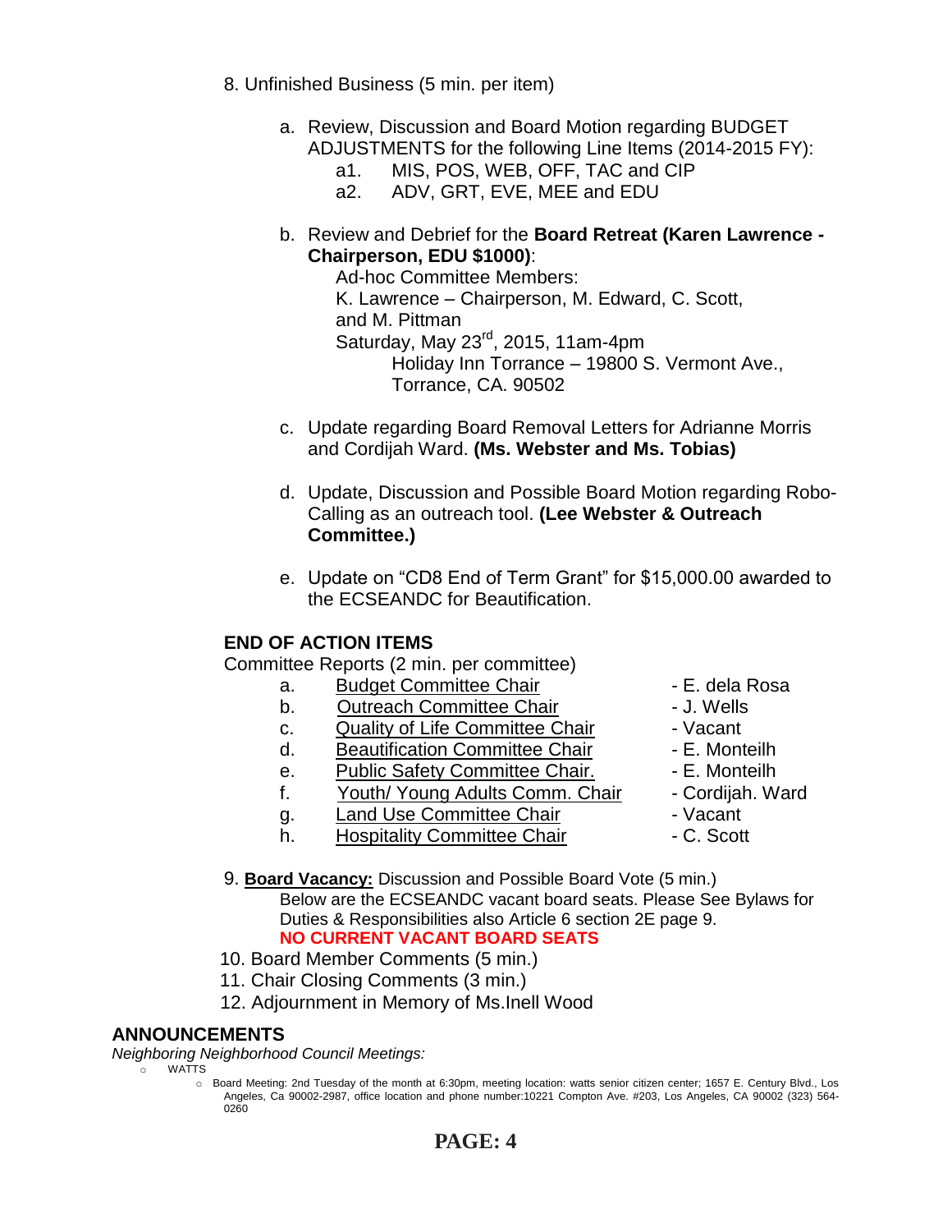8. Unfinished Business (5 min. per item)

   a. Review, Discussion and Board Motion regarding BUDGET ADJUSTMENTS for the following Line Items (2014-2015 FY):
      - a1. MIS, POS, WEB, OFF, TAC and CIP
      - a2. ADV, GRT, EVE, MEE and EDU

   b. Review and Debrief for the **Board Retreat (Karen Lawrence - Chairperson, EDU $1000)**:
      Ad-hoc Committee Members:
      K. Lawrence – Chairperson, M. Edward, C. Scott, and M. Pittman
      Saturday, May 23rd, 2015, 11am-4pm
      Holiday Inn Torrance – 19800 S. Vermont Ave., Torrance, CA. 90502

   c. Update regarding Board Removal Letters for Adrianne Morris and Cordijah Ward. **(Ms. Webster and Ms. Tobias)**

   d. Update, Discussion and Possible Board Motion regarding Robo-Calling as an outreach tool. **(Lee Webster & Outreach Committee.)**

   e. Update on "CD8 End of Term Grant" for $15,000.00 awarded to the ECSEANDC for Beautification.

**END OF ACTION ITEMS**

Committee Reports (2 min. per committee)

   a. Budget Committee Chair - E. dela Rosa
   b. Outreach Committee Chair - J. Wells
   c. Quality of Life Committee Chair - Vacant
   d. Beautification Committee Chair - E. Monteilh
   e. Public Safety Committee Chair. - E. Monteilh
   f. Youth/ Young Adults Comm. Chair - Cordijah. Ward
   g. Land Use Committee Chair - Vacant
   h. Hospitality Committee Chair - C. Scott

9. **Board Vacancy:** Discussion and Possible Board Vote (5 min.)
   Below are the ECSEANDC vacant board seats. Please See Bylaws for Duties & Responsibilities also Article 6 section 2E page 9.
   **NO CURRENT VACANT BOARD SEATS**

10. Board Member Comments (5 min.)

11. Chair Closing Comments (3 min.)

12. Adjournment in Memory of Ms.Inell Wood

## ANNOUNCEMENTS

*Neighboring Neighborhood Council Meetings:*

- WATTS
  - Board Meeting: 2nd Tuesday of the month at 6:30pm, meeting location: watts senior citizen center; 1657 E. Century Blvd., Los Angeles, Ca 90002-2987, office location and phone number:10221 Compton Ave. #203, Los Angeles, CA 90002 (323) 564-0260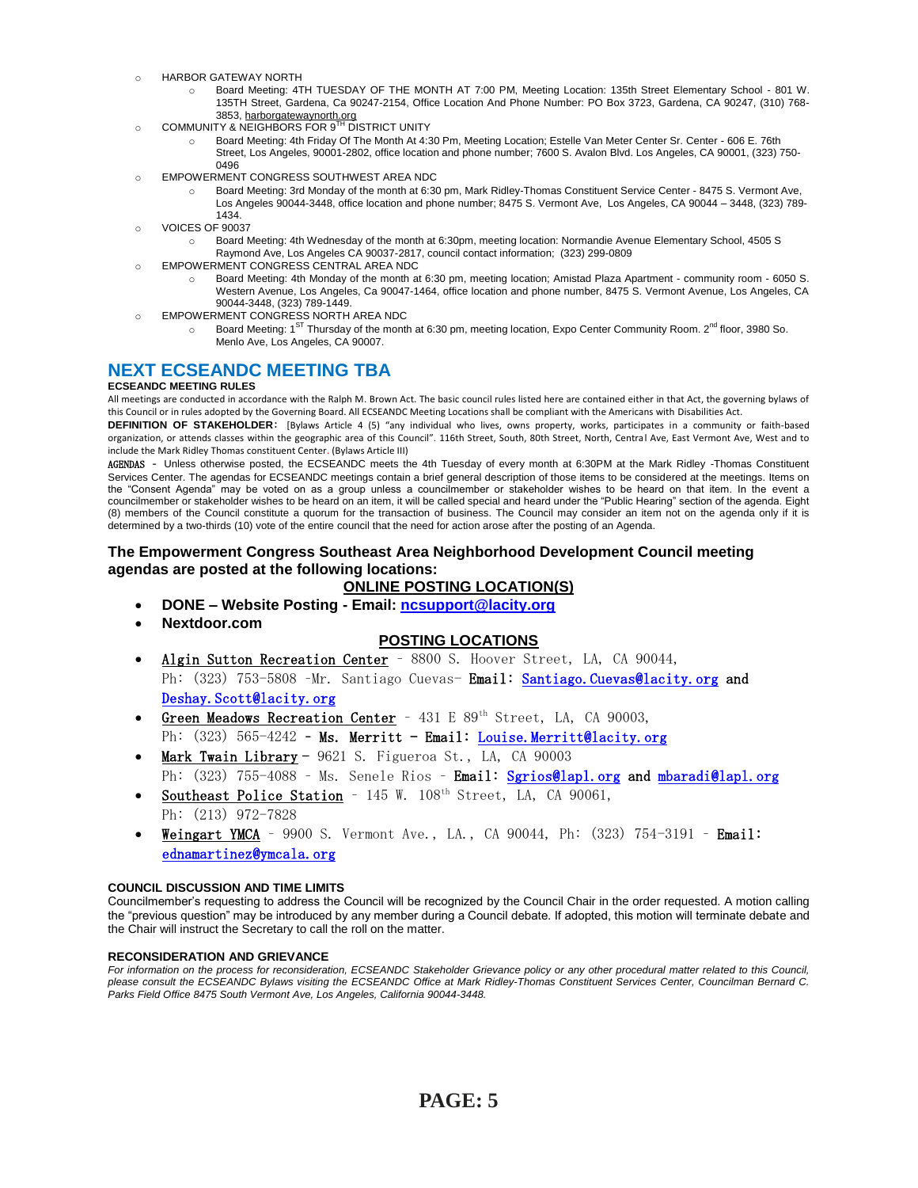- HARBOR GATEWAY NORTH
  - Board Meeting: 4TH TUESDAY OF THE MONTH AT 7:00 PM, Meeting Location: 135th Street Elementary School - 801 W. 135TH Street, Gardena, Ca 90247-2154, Office Location And Phone Number: PO Box 3723, Gardena, CA 90247, (310) 768-3853, harborgatewaynorth.org
- COMMUNITY & NEIGHBORS FOR 9TH DISTRICT UNITY
  - Board Meeting: 4th Friday Of The Month At 4:30 Pm, Meeting Location; Estelle Van Meter Center Sr. Center - 606 E. 76th Street, Los Angeles, 90001-2802, office location and phone number; 7600 S. Avalon Blvd. Los Angeles, CA 90001, (323) 750-0496
- EMPOWERMENT CONGRESS SOUTHWEST AREA NDC
  - Board Meeting: 3rd Monday of the month at 6:30 pm, Mark Ridley-Thomas Constituent Service Center - 8475 S. Vermont Ave, Los Angeles 90044-3448, office location and phone number; 8475 S. Vermont Ave, Los Angeles, CA 90044 – 3448, (323) 789-1434.
- VOICES OF 90037
  - Board Meeting: 4th Wednesday of the month at 6:30pm, meeting location: Normandie Avenue Elementary School, 4505 S Raymond Ave, Los Angeles CA 90037-2817, council contact information; (323) 299-0809
- EMPOWERMENT CONGRESS CENTRAL AREA NDC
  - Board Meeting: 4th Monday of the month at 6:30 pm, meeting location; Amistad Plaza Apartment - community room - 6050 S. Western Avenue, Los Angeles, Ca 90047-1464, office location and phone number, 8475 S. Vermont Avenue, Los Angeles, CA 90044-3448, (323) 789-1449.
- EMPOWERMENT CONGRESS NORTH AREA NDC
  - Board Meeting: 1ST Thursday of the month at 6:30 pm, meeting location, Expo Center Community Room. 2nd floor, 3980 So. Menlo Ave, Los Angeles, CA 90007.

## NEXT ECSEANDC MEETING TBA

**ECSEANDC MEETING RULES**

All meetings are conducted in accordance with the Ralph M. Brown Act. The basic council rules listed here are contained either in that Act, the governing bylaws of this Council or in rules adopted by the Governing Board. All ECSEANDC Meeting Locations shall be compliant with the Americans with Disabilities Act.

**DEFINITION OF STAKEHOLDER:** [Bylaws Article 4 (5) "any individual who lives, owns property, works, participates in a community or faith-based organization, or attends classes within the geographic area of this Council". 116th Street, South, 80th Street, North, Central Ave, East Vermont Ave, West and to include the Mark Ridley Thomas constituent Center. (Bylaws Article III)

AGENDAS - Unless otherwise posted, the ECSEANDC meets the 4th Tuesday of every month at 6:30PM at the Mark Ridley -Thomas Constituent Services Center. The agendas for ECSEANDC meetings contain a brief general description of those items to be considered at the meetings. Items on the "Consent Agenda" may be voted on as a group unless a councilmember or stakeholder wishes to be heard on that item. In the event a councilmember or stakeholder wishes to be heard on an item, it will be called special and heard under the "Public Hearing" section of the agenda. Eight (8) members of the Council constitute a quorum for the transaction of business. The Council may consider an item not on the agenda only if it is determined by a two-thirds (10) vote of the entire council that the need for action arose after the posting of an Agenda.

### The Empowerment Congress Southeast Area Neighborhood Development Council meeting agendas are posted at the following locations:

**ONLINE POSTING LOCATION(S)**

- **DONE – Website Posting - Email: ncsupport@lacity.org**
- **Nextdoor.com**

**POSTING LOCATIONS**

- Algin Sutton Recreation Center - 8800 S. Hoover Street, LA, CA 90044, Ph: (323) 753-5808 -Mr. Santiago Cuevas- **Email:** Santiago.Cuevas@lacity.org and Deshay.Scott@lacity.org
- Green Meadows Recreation Center - 431 E 89th Street, LA, CA 90003, Ph: (323) 565-4242 - **Ms. Merritt - Email:** Louise.Merritt@lacity.org
- Mark Twain Library - 9621 S. Figueroa St., LA, CA 90003 Ph: (323) 755-4088 - Ms. Senele Rios - **Email:** Sgrios@lapl.org and mbaradi@lapl.org
- Southeast Police Station - 145 W. 108th Street, LA, CA 90061, Ph: (213) 972-7828
- Weingart YMCA - 9900 S. Vermont Ave., LA., CA 90044, Ph: (323) 754-3191 - **Email:** ednamartinez@ymcala.org

**COUNCIL DISCUSSION AND TIME LIMITS**

Councilmember's requesting to address the Council will be recognized by the Council Chair in the order requested. A motion calling the "previous question" may be introduced by any member during a Council debate. If adopted, this motion will terminate debate and the Chair will instruct the Secretary to call the roll on the matter.

**RECONSIDERATION AND GRIEVANCE**

*For information on the process for reconsideration, ECSEANDC Stakeholder Grievance policy or any other procedural matter related to this Council, please consult the ECSEANDC Bylaws visiting the ECSEANDC Office at Mark Ridley-Thomas Constituent Services Center, Councilman Bernard C. Parks Field Office 8475 South Vermont Ave, Los Angeles, California 90044-3448.*